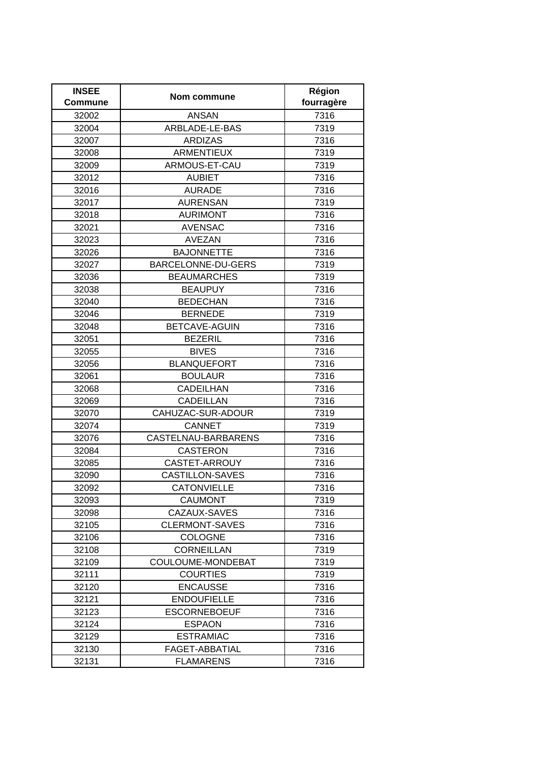| INSEE Commune | Nom commune | Région fourragère |
|---|---|---|
| 32002 | ANSAN | 7316 |
| 32004 | ARBLADE-LE-BAS | 7319 |
| 32007 | ARDIZAS | 7316 |
| 32008 | ARMENTIEUX | 7319 |
| 32009 | ARMOUS-ET-CAU | 7319 |
| 32012 | AUBIET | 7316 |
| 32016 | AURADE | 7316 |
| 32017 | AURENSAN | 7319 |
| 32018 | AURIMONT | 7316 |
| 32021 | AVENSAC | 7316 |
| 32023 | AVEZAN | 7316 |
| 32026 | BAJONNETTE | 7316 |
| 32027 | BARCELONNE-DU-GERS | 7319 |
| 32036 | BEAUMARCHES | 7319 |
| 32038 | BEAUPUY | 7316 |
| 32040 | BEDECHAN | 7316 |
| 32046 | BERNEDE | 7319 |
| 32048 | BETCAVE-AGUIN | 7316 |
| 32051 | BEZERIL | 7316 |
| 32055 | BIVES | 7316 |
| 32056 | BLANQUEFORT | 7316 |
| 32061 | BOULAUR | 7316 |
| 32068 | CADEILHAN | 7316 |
| 32069 | CADEILLAN | 7316 |
| 32070 | CAHUZAC-SUR-ADOUR | 7319 |
| 32074 | CANNET | 7319 |
| 32076 | CASTELNAU-BARBARENS | 7316 |
| 32084 | CASTERON | 7316 |
| 32085 | CASTET-ARROUY | 7316 |
| 32090 | CASTILLON-SAVES | 7316 |
| 32092 | CATONVIELLE | 7316 |
| 32093 | CAUMONT | 7319 |
| 32098 | CAZAUX-SAVES | 7316 |
| 32105 | CLERMONT-SAVES | 7316 |
| 32106 | COLOGNE | 7316 |
| 32108 | CORNEILLAN | 7319 |
| 32109 | COULOUME-MONDEBAT | 7319 |
| 32111 | COURTIES | 7319 |
| 32120 | ENCAUSSE | 7316 |
| 32121 | ENDOUFIELLE | 7316 |
| 32123 | ESCORNEBOEUF | 7316 |
| 32124 | ESPAON | 7316 |
| 32129 | ESTRAMIAC | 7316 |
| 32130 | FAGET-ABBATIAL | 7316 |
| 32131 | FLAMARENS | 7316 |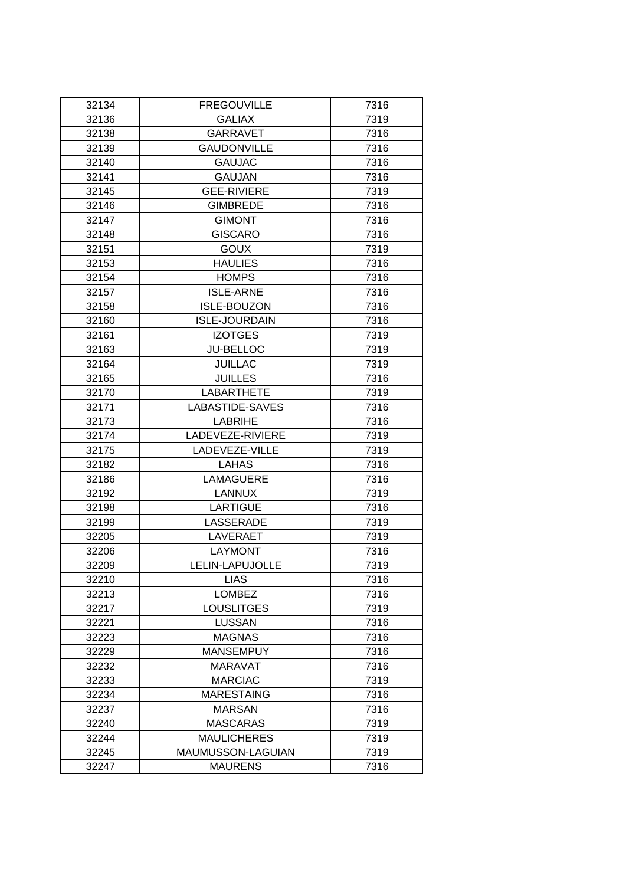| 32134 | FREGOUVILLE | 7316 |
|---|---|---|
| 32136 | GALIAX | 7319 |
| 32138 | GARRAVET | 7316 |
| 32139 | GAUDONVILLE | 7316 |
| 32140 | GAUJAC | 7316 |
| 32141 | GAUJAN | 7316 |
| 32145 | GEE-RIVIERE | 7319 |
| 32146 | GIMBREDE | 7316 |
| 32147 | GIMONT | 7316 |
| 32148 | GISCARO | 7316 |
| 32151 | GOUX | 7319 |
| 32153 | HAULIES | 7316 |
| 32154 | HOMPS | 7316 |
| 32157 | ISLE-ARNE | 7316 |
| 32158 | ISLE-BOUZON | 7316 |
| 32160 | ISLE-JOURDAIN | 7316 |
| 32161 | IZOTGES | 7319 |
| 32163 | JU-BELLOC | 7319 |
| 32164 | JUILLAC | 7319 |
| 32165 | JUILLES | 7316 |
| 32170 | LABARTHETE | 7319 |
| 32171 | LABASTIDE-SAVES | 7316 |
| 32173 | LABRIHE | 7316 |
| 32174 | LADEVEZE-RIVIERE | 7319 |
| 32175 | LADEVEZE-VILLE | 7319 |
| 32182 | LAHAS | 7316 |
| 32186 | LAMAGUERE | 7316 |
| 32192 | LANNUX | 7319 |
| 32198 | LARTIGUE | 7316 |
| 32199 | LASSERADE | 7319 |
| 32205 | LAVERAET | 7319 |
| 32206 | LAYMONT | 7316 |
| 32209 | LELIN-LAPUJOLLE | 7319 |
| 32210 | LIAS | 7316 |
| 32213 | LOMBEZ | 7316 |
| 32217 | LOUSLITGES | 7319 |
| 32221 | LUSSAN | 7316 |
| 32223 | MAGNAS | 7316 |
| 32229 | MANSEMPUY | 7316 |
| 32232 | MARAVAT | 7316 |
| 32233 | MARCIAC | 7319 |
| 32234 | MARESTAING | 7316 |
| 32237 | MARSAN | 7316 |
| 32240 | MASCARAS | 7319 |
| 32244 | MAULICHERES | 7319 |
| 32245 | MAUMUSSON-LAGUIAN | 7319 |
| 32247 | MAURENS | 7316 |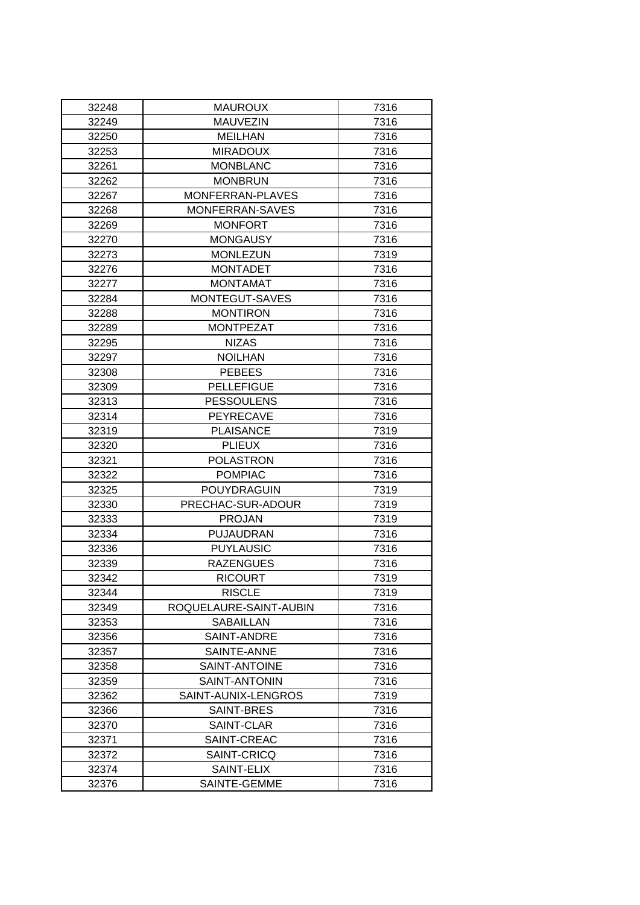| 32248 | MAUROUX | 7316 |
|---|---|---|
| 32249 | MAUVEZIN | 7316 |
| 32250 | MEILHAN | 7316 |
| 32253 | MIRADOUX | 7316 |
| 32261 | MONBLANC | 7316 |
| 32262 | MONBRUN | 7316 |
| 32267 | MONFERRAN-PLAVES | 7316 |
| 32268 | MONFERRAN-SAVES | 7316 |
| 32269 | MONFORT | 7316 |
| 32270 | MONGAUSY | 7316 |
| 32273 | MONLEZUN | 7319 |
| 32276 | MONTADET | 7316 |
| 32277 | MONTAMAT | 7316 |
| 32284 | MONTEGUT-SAVES | 7316 |
| 32288 | MONTIRON | 7316 |
| 32289 | MONTPEZAT | 7316 |
| 32295 | NIZAS | 7316 |
| 32297 | NOILHAN | 7316 |
| 32308 | PEBEES | 7316 |
| 32309 | PELLEFIGUE | 7316 |
| 32313 | PESSOULENS | 7316 |
| 32314 | PEYRECAVE | 7316 |
| 32319 | PLAISANCE | 7319 |
| 32320 | PLIEUX | 7316 |
| 32321 | POLASTRON | 7316 |
| 32322 | POMPIAC | 7316 |
| 32325 | POUYDRAGUIN | 7319 |
| 32330 | PRECHAC-SUR-ADOUR | 7319 |
| 32333 | PROJAN | 7319 |
| 32334 | PUJAUDRAN | 7316 |
| 32336 | PUYLAUSIC | 7316 |
| 32339 | RAZENGUES | 7316 |
| 32342 | RICOURT | 7319 |
| 32344 | RISCLE | 7319 |
| 32349 | ROQUELAURE-SAINT-AUBIN | 7316 |
| 32353 | SABAILLAN | 7316 |
| 32356 | SAINT-ANDRE | 7316 |
| 32357 | SAINTE-ANNE | 7316 |
| 32358 | SAINT-ANTOINE | 7316 |
| 32359 | SAINT-ANTONIN | 7316 |
| 32362 | SAINT-AUNIX-LENGROS | 7319 |
| 32366 | SAINT-BRES | 7316 |
| 32370 | SAINT-CLAR | 7316 |
| 32371 | SAINT-CREAC | 7316 |
| 32372 | SAINT-CRICQ | 7316 |
| 32374 | SAINT-ELIX | 7316 |
| 32376 | SAINTE-GEMME | 7316 |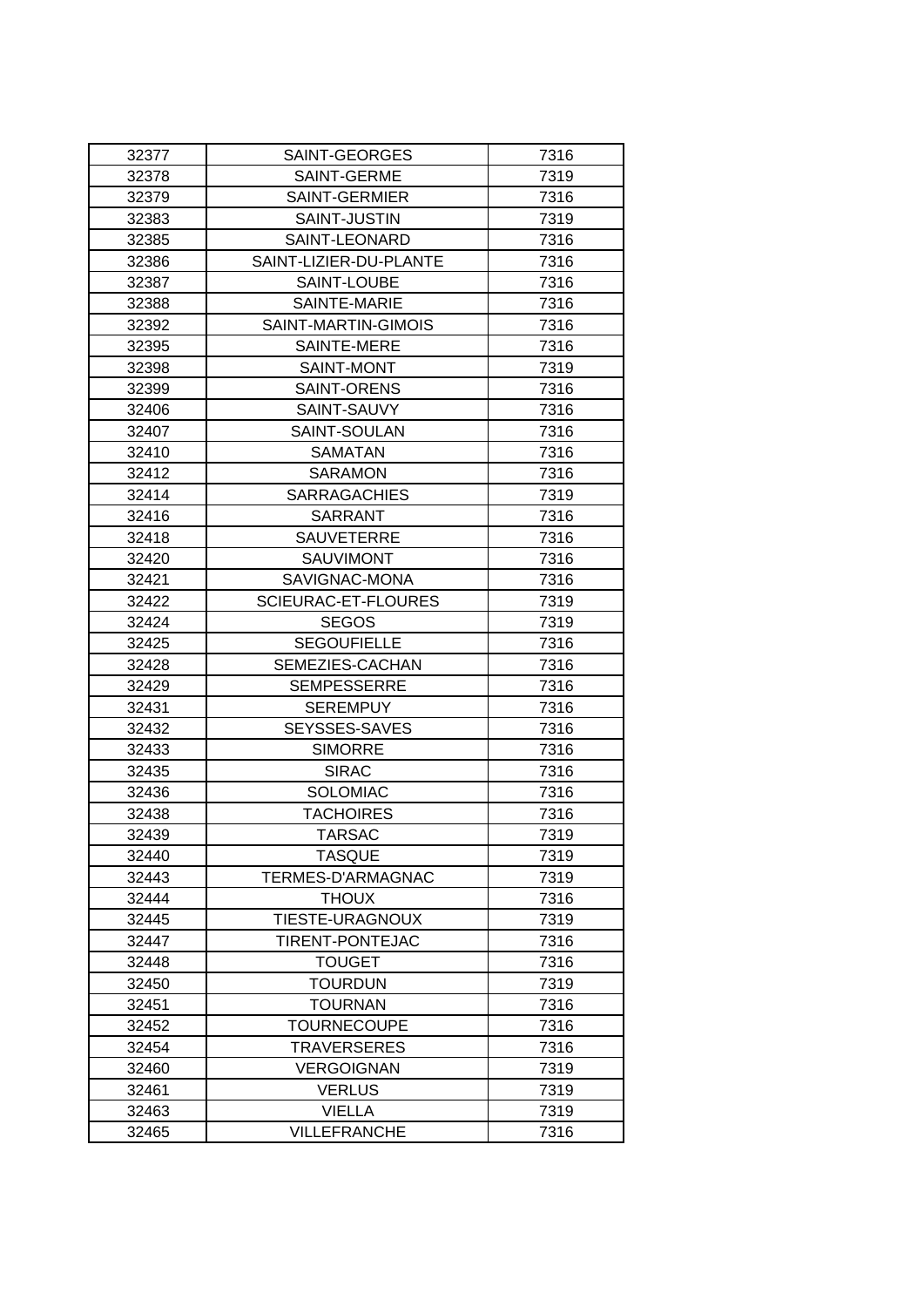| 32377 | SAINT-GEORGES | 7316 |
|---|---|---|
| 32378 | SAINT-GERME | 7319 |
| 32379 | SAINT-GERMIER | 7316 |
| 32383 | SAINT-JUSTIN | 7319 |
| 32385 | SAINT-LEONARD | 7316 |
| 32386 | SAINT-LIZIER-DU-PLANTE | 7316 |
| 32387 | SAINT-LOUBE | 7316 |
| 32388 | SAINTE-MARIE | 7316 |
| 32392 | SAINT-MARTIN-GIMOIS | 7316 |
| 32395 | SAINTE-MERE | 7316 |
| 32398 | SAINT-MONT | 7319 |
| 32399 | SAINT-ORENS | 7316 |
| 32406 | SAINT-SAUVY | 7316 |
| 32407 | SAINT-SOULAN | 7316 |
| 32410 | SAMATAN | 7316 |
| 32412 | SARAMON | 7316 |
| 32414 | SARRAGACHIES | 7319 |
| 32416 | SARRANT | 7316 |
| 32418 | SAUVETERRE | 7316 |
| 32420 | SAUVIMONT | 7316 |
| 32421 | SAVIGNAC-MONA | 7316 |
| 32422 | SCIEURAC-ET-FLOURES | 7319 |
| 32424 | SEGOS | 7319 |
| 32425 | SEGOUFIELLE | 7316 |
| 32428 | SEMEZIES-CACHAN | 7316 |
| 32429 | SEMPESSERRE | 7316 |
| 32431 | SEREMPUY | 7316 |
| 32432 | SEYSSES-SAVES | 7316 |
| 32433 | SIMORRE | 7316 |
| 32435 | SIRAC | 7316 |
| 32436 | SOLOMIAC | 7316 |
| 32438 | TACHOIRES | 7316 |
| 32439 | TARSAC | 7319 |
| 32440 | TASQUE | 7319 |
| 32443 | TERMES-D'ARMAGNAC | 7319 |
| 32444 | THOUX | 7316 |
| 32445 | TIESTE-URAGNOUX | 7319 |
| 32447 | TIRENT-PONTEJAC | 7316 |
| 32448 | TOUGET | 7316 |
| 32450 | TOURDUN | 7319 |
| 32451 | TOURNAN | 7316 |
| 32452 | TOURNECOUPE | 7316 |
| 32454 | TRAVERSERES | 7316 |
| 32460 | VERGOIGNAN | 7319 |
| 32461 | VERLUS | 7319 |
| 32463 | VIELLA | 7319 |
| 32465 | VILLEFRANCHE | 7316 |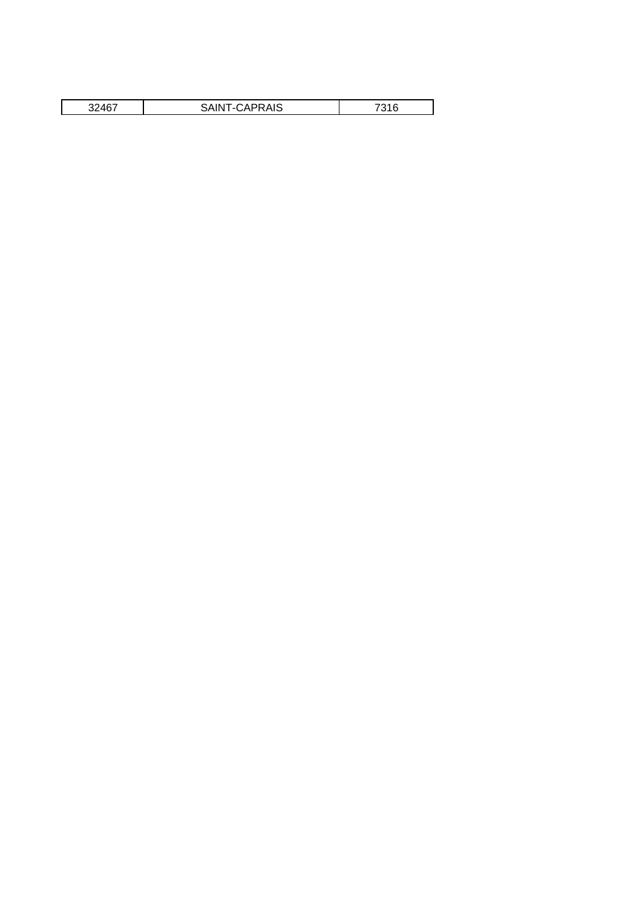| | | |
|---|---|---|
| 32467 | SAINT-CAPRAIS | 7316 |